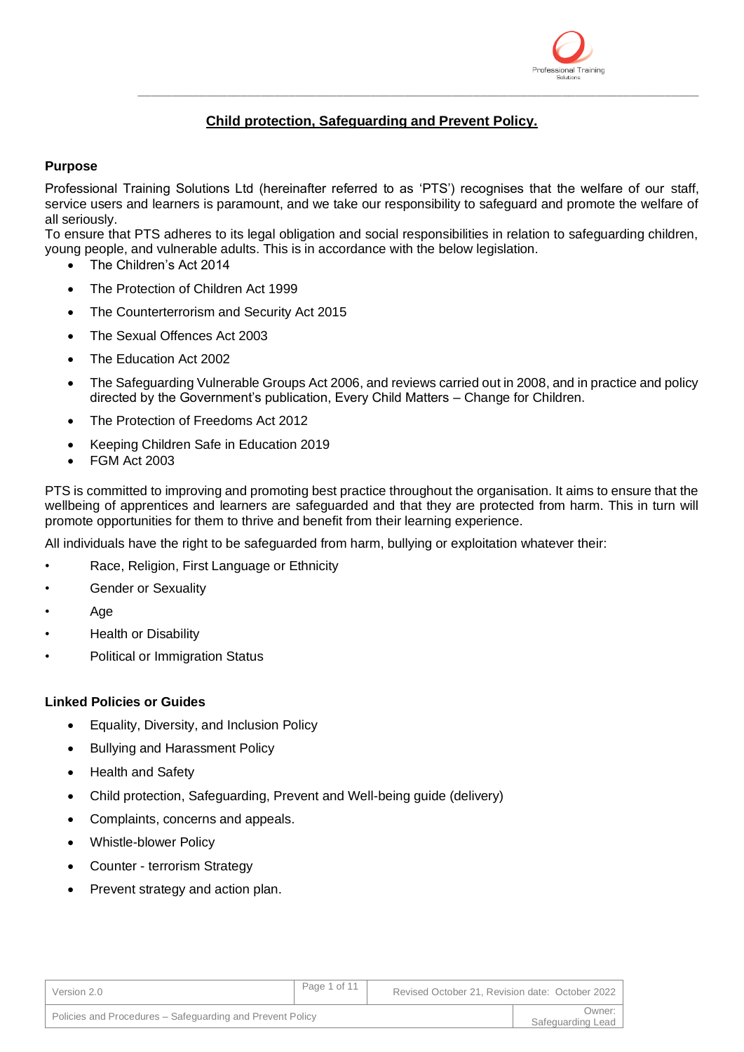# Child protection, Safeguarding and Prevent Policy.

**Purpose**

Professional Training Solutions Ltd (hereinafter referred to as 'PTS') recognises that the welfare of our staff, service users and learners is paramount, and we take our responsibility to safeguard and promote the welfare of all seriously.

To ensure that PTS adheres to its legal obligation and social responsibilities in relation to safeguarding children, young people, and vulnerable adults. This is in accordance with the below legislation.

- The Children's Act 2014
- The Protection of Children Act 1999
- The Counterterrorism and Security Act 2015
- The Sexual Offences Act 2003
- The Education Act 2002
- The Safeguarding Vulnerable Groups Act 2006, and reviews carried out in 2008, and in practice and policy directed by the Government's publication, Every Child Matters – Change for Children.
- The Protection of Freedoms Act 2012
- Keeping Children Safe in Education 2019
- FGM Act 2003

PTS is committed to improving and promoting best practice throughout the organisation. It aims to ensure that the wellbeing of apprentices and learners are safeguarded and that they are protected from harm. This in turn will promote opportunities for them to thrive and benefit from their learning experience.

All individuals have the right to be safeguarded from harm, bullying or exploitation whatever their:

- Race, Religion, First Language or Ethnicity
- Gender or Sexuality
- Age
- Health or Disability
- Political or Immigration Status

**Linked Policies or Guides**

- Equality, Diversity, and Inclusion Policy
- Bullying and Harassment Policy
- Health and Safety
- Child protection, Safeguarding, Prevent and Well-being guide (delivery)
- Complaints, concerns and appeals.
- Whistle-blower Policy
- Counter - terrorism Strategy
- Prevent strategy and action plan.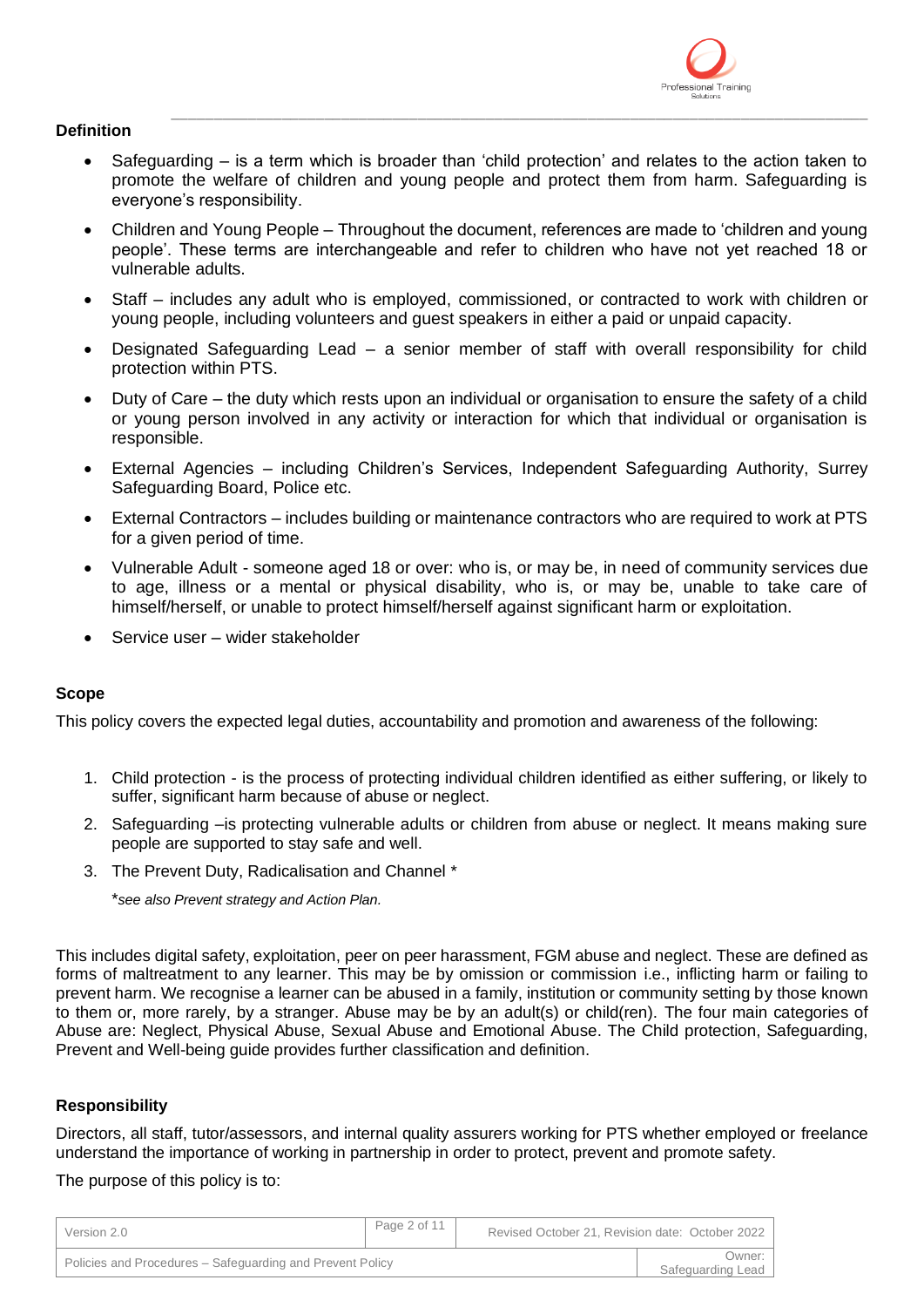**Definition**

- Safeguarding – is a term which is broader than 'child protection' and relates to the action taken to promote the welfare of children and young people and protect them from harm. Safeguarding is everyone's responsibility.
- Children and Young People – Throughout the document, references are made to 'children and young people'. These terms are interchangeable and refer to children who have not yet reached 18 or vulnerable adults.
- Staff – includes any adult who is employed, commissioned, or contracted to work with children or young people, including volunteers and guest speakers in either a paid or unpaid capacity.
- Designated Safeguarding Lead – a senior member of staff with overall responsibility for child protection within PTS.
- Duty of Care – the duty which rests upon an individual or organisation to ensure the safety of a child or young person involved in any activity or interaction for which that individual or organisation is responsible.
- External Agencies – including Children's Services, Independent Safeguarding Authority, Surrey Safeguarding Board, Police etc.
- External Contractors – includes building or maintenance contractors who are required to work at PTS for a given period of time.
- Vulnerable Adult - someone aged 18 or over: who is, or may be, in need of community services due to age, illness or a mental or physical disability, who is, or may be, unable to take care of himself/herself, or unable to protect himself/herself against significant harm or exploitation.
- Service user – wider stakeholder

**Scope**

This policy covers the expected legal duties, accountability and promotion and awareness of the following:

1. Child protection - is the process of protecting individual children identified as either suffering, or likely to suffer, significant harm because of abuse or neglect.
2. Safeguarding –is protecting vulnerable adults or children from abuse or neglect. It means making sure people are supported to stay safe and well.
3. The Prevent Duty, Radicalisation and Channel *

   **see also Prevent strategy and Action Plan.*

This includes digital safety, exploitation, peer on peer harassment, FGM abuse and neglect. These are defined as forms of maltreatment to any learner. This may be by omission or commission i.e., inflicting harm or failing to prevent harm. We recognise a learner can be abused in a family, institution or community setting by those known to them or, more rarely, by a stranger. Abuse may be by an adult(s) or child(ren). The four main categories of Abuse are: Neglect, Physical Abuse, Sexual Abuse and Emotional Abuse. The Child protection, Safeguarding, Prevent and Well-being guide provides further classification and definition.

**Responsibility**

Directors, all staff, tutor/assessors, and internal quality assurers working for PTS whether employed or freelance understand the importance of working in partnership in order to protect, prevent and promote safety.

The purpose of this policy is to: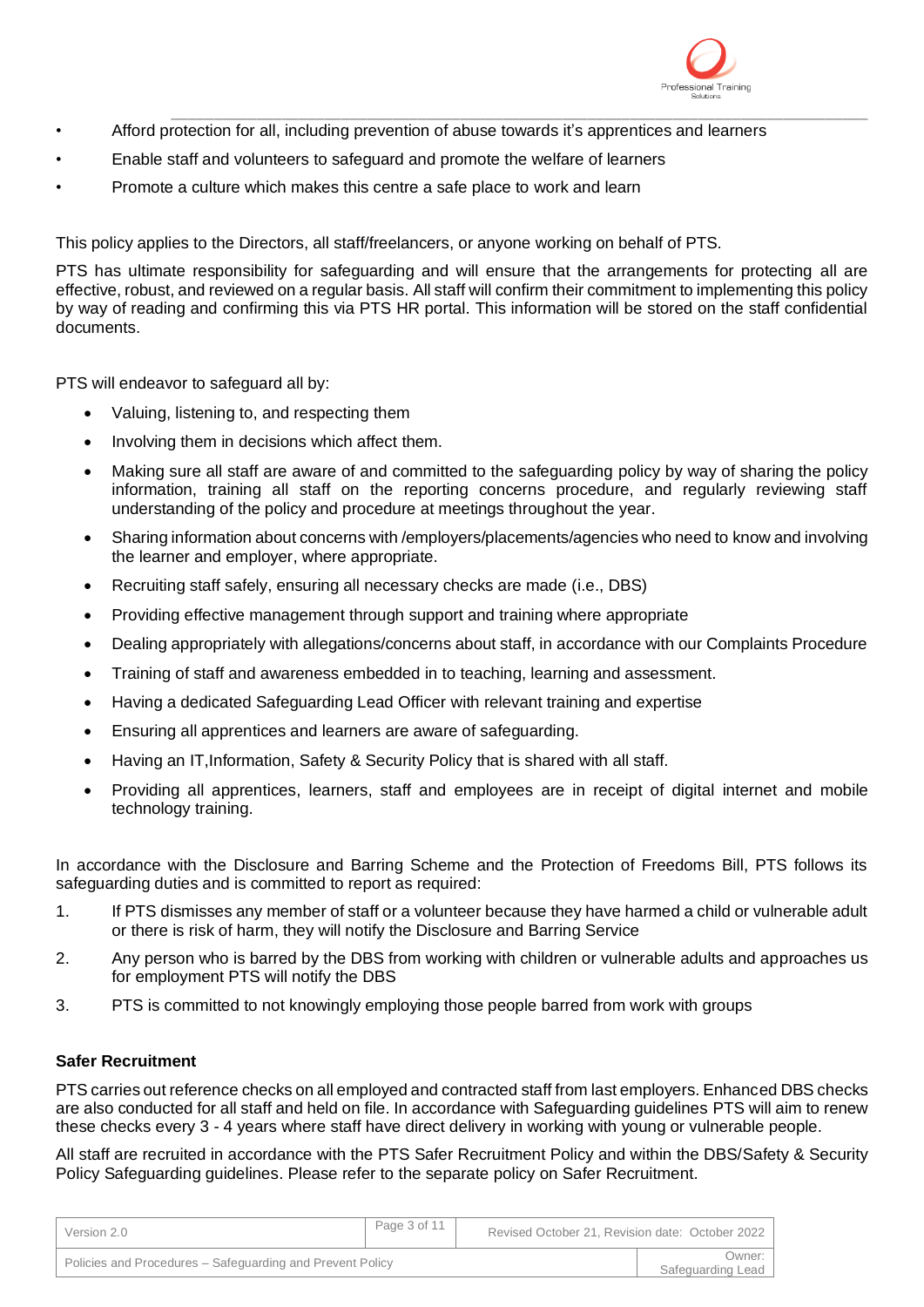- Afford protection for all, including prevention of abuse towards it's apprentices and learners
- Enable staff and volunteers to safeguard and promote the welfare of learners
- Promote a culture which makes this centre a safe place to work and learn

This policy applies to the Directors, all staff/freelancers, or anyone working on behalf of PTS.

PTS has ultimate responsibility for safeguarding and will ensure that the arrangements for protecting all are effective, robust, and reviewed on a regular basis. All staff will confirm their commitment to implementing this policy by way of reading and confirming this via PTS HR portal. This information will be stored on the staff confidential documents.

PTS will endeavor to safeguard all by:

- Valuing, listening to, and respecting them
- Involving them in decisions which affect them.
- Making sure all staff are aware of and committed to the safeguarding policy by way of sharing the policy information, training all staff on the reporting concerns procedure, and regularly reviewing staff understanding of the policy and procedure at meetings throughout the year.
- Sharing information about concerns with /employers/placements/agencies who need to know and involving the learner and employer, where appropriate.
- Recruiting staff safely, ensuring all necessary checks are made (i.e., DBS)
- Providing effective management through support and training where appropriate
- Dealing appropriately with allegations/concerns about staff, in accordance with our Complaints Procedure
- Training of staff and awareness embedded in to teaching, learning and assessment.
- Having a dedicated Safeguarding Lead Officer with relevant training and expertise
- Ensuring all apprentices and learners are aware of safeguarding.
- Having an IT,Information, Safety & Security Policy that is shared with all staff.
- Providing all apprentices, learners, staff and employees are in receipt of digital internet and mobile technology training.

In accordance with the Disclosure and Barring Scheme and the Protection of Freedoms Bill, PTS follows its safeguarding duties and is committed to report as required:

1. If PTS dismisses any member of staff or a volunteer because they have harmed a child or vulnerable adult or there is risk of harm, they will notify the Disclosure and Barring Service
2. Any person who is barred by the DBS from working with children or vulnerable adults and approaches us for employment PTS will notify the DBS
3. PTS is committed to not knowingly employing those people barred from work with groups

**Safer Recruitment**

PTS carries out reference checks on all employed and contracted staff from last employers. Enhanced DBS checks are also conducted for all staff and held on file. In accordance with Safeguarding guidelines PTS will aim to renew these checks every 3 - 4 years where staff have direct delivery in working with young or vulnerable people.

All staff are recruited in accordance with the PTS Safer Recruitment Policy and within the DBS/Safety & Security Policy Safeguarding guidelines. Please refer to the separate policy on Safer Recruitment.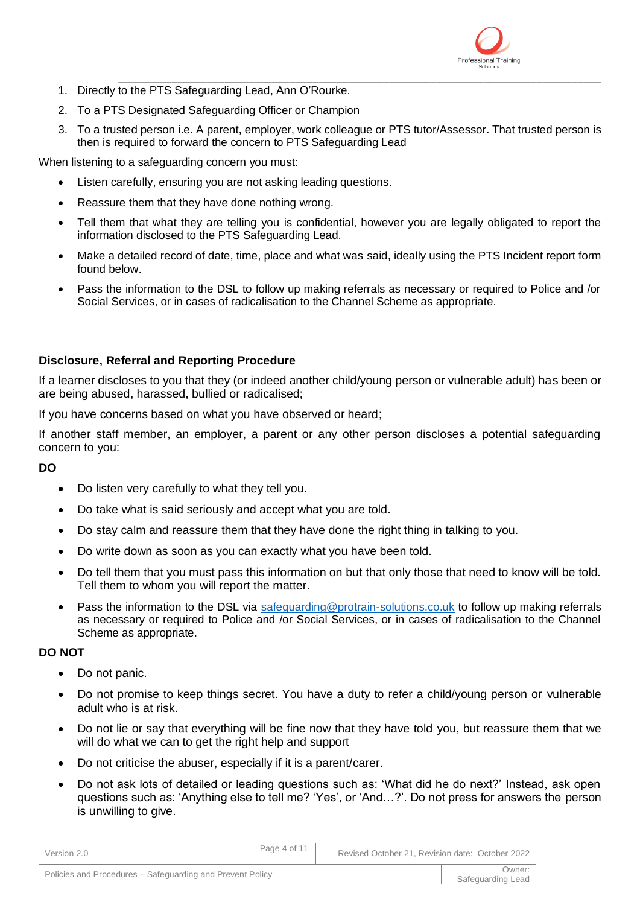1. Directly to the PTS Safeguarding Lead, Ann O'Rourke.
2. To a PTS Designated Safeguarding Officer or Champion
3. To a trusted person i.e. A parent, employer, work colleague or PTS tutor/Assessor. That trusted person is then is required to forward the concern to PTS Safeguarding Lead

When listening to a safeguarding concern you must:

- Listen carefully, ensuring you are not asking leading questions.
- Reassure them that they have done nothing wrong.
- Tell them that what they are telling you is confidential, however you are legally obligated to report the information disclosed to the PTS Safeguarding Lead.
- Make a detailed record of date, time, place and what was said, ideally using the PTS Incident report form found below.
- Pass the information to the DSL to follow up making referrals as necessary or required to Police and /or Social Services, or in cases of radicalisation to the Channel Scheme as appropriate.

**Disclosure, Referral and Reporting Procedure**

If a learner discloses to you that they (or indeed another child/young person or vulnerable adult) has been or are being abused, harassed, bullied or radicalised;

If you have concerns based on what you have observed or heard;

If another staff member, an employer, a parent or any other person discloses a potential safeguarding concern to you:

**DO**

- Do listen very carefully to what they tell you.
- Do take what is said seriously and accept what you are told.
- Do stay calm and reassure them that they have done the right thing in talking to you.
- Do write down as soon as you can exactly what you have been told.
- Do tell them that you must pass this information on but that only those that need to know will be told. Tell them to whom you will report the matter.
- Pass the information to the DSL via safeguarding@protrain-solutions.co.uk to follow up making referrals as necessary or required to Police and /or Social Services, or in cases of radicalisation to the Channel Scheme as appropriate.

**DO NOT**

- Do not panic.
- Do not promise to keep things secret. You have a duty to refer a child/young person or vulnerable adult who is at risk.
- Do not lie or say that everything will be fine now that they have told you, but reassure them that we will do what we can to get the right help and support
- Do not criticise the abuser, especially if it is a parent/carer.
- Do not ask lots of detailed or leading questions such as: 'What did he do next?' Instead, ask open questions such as: 'Anything else to tell me? 'Yes', or 'And…?'. Do not press for answers the person is unwilling to give.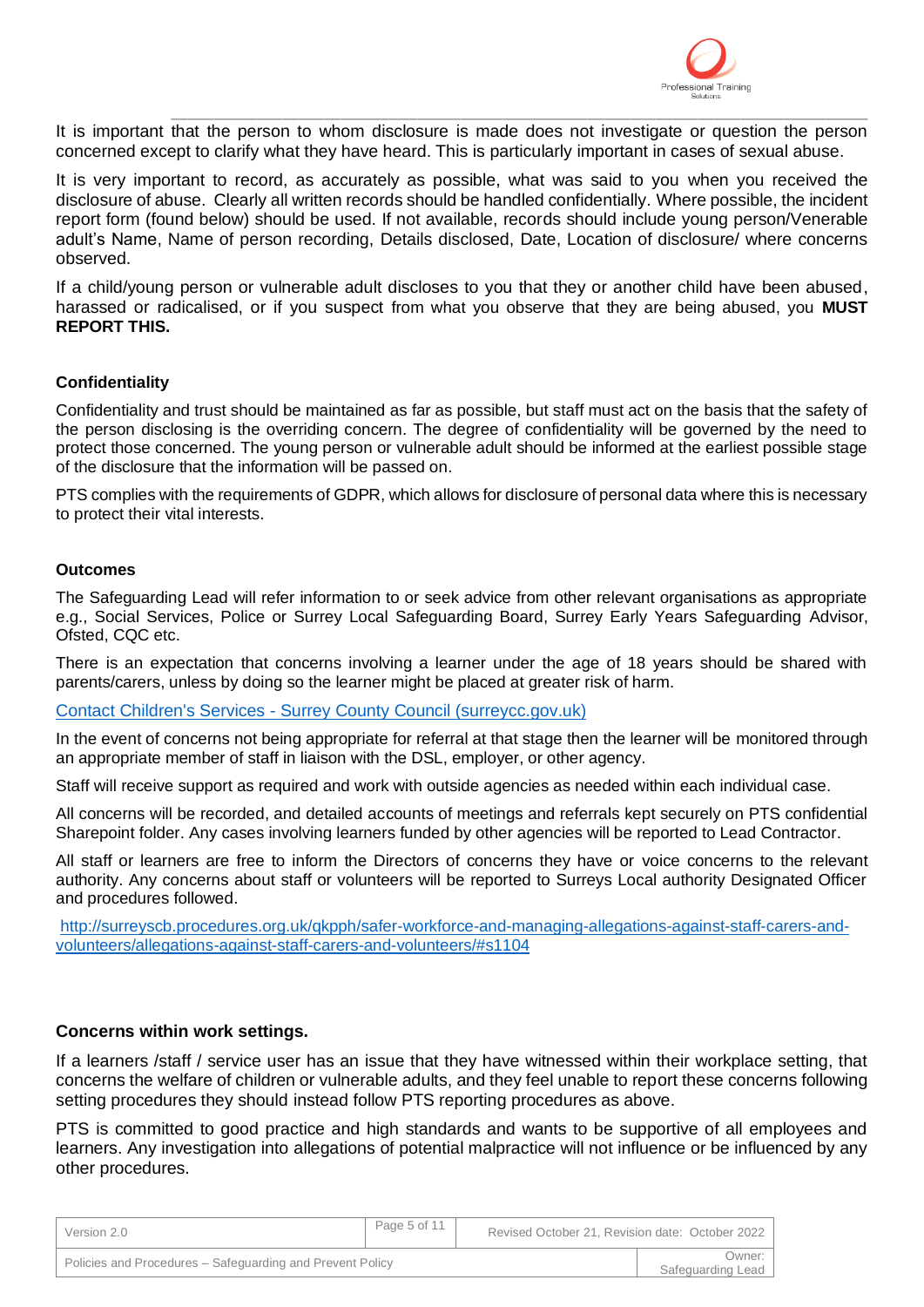It is important that the person to whom disclosure is made does not investigate or question the person concerned except to clarify what they have heard. This is particularly important in cases of sexual abuse.

It is very important to record, as accurately as possible, what was said to you when you received the disclosure of abuse. Clearly all written records should be handled confidentially. Where possible, the incident report form (found below) should be used. If not available, records should include young person/Venerable adult's Name, Name of person recording, Details disclosed, Date, Location of disclosure/ where concerns observed.

If a child/young person or vulnerable adult discloses to you that they or another child have been abused, harassed or radicalised, or if you suspect from what you observe that they are being abused, you **MUST REPORT THIS.**

### Confidentiality

Confidentiality and trust should be maintained as far as possible, but staff must act on the basis that the safety of the person disclosing is the overriding concern. The degree of confidentiality will be governed by the need to protect those concerned. The young person or vulnerable adult should be informed at the earliest possible stage of the disclosure that the information will be passed on.

PTS complies with the requirements of GDPR, which allows for disclosure of personal data where this is necessary to protect their vital interests.

### Outcomes

The Safeguarding Lead will refer information to or seek advice from other relevant organisations as appropriate e.g., Social Services, Police or Surrey Local Safeguarding Board, Surrey Early Years Safeguarding Advisor, Ofsted, CQC etc.

There is an expectation that concerns involving a learner under the age of 18 years should be shared with parents/carers, unless by doing so the learner might be placed at greater risk of harm.

Contact Children's Services - Surrey County Council (surreycc.gov.uk)

In the event of concerns not being appropriate for referral at that stage then the learner will be monitored through an appropriate member of staff in liaison with the DSL, employer, or other agency.

Staff will receive support as required and work with outside agencies as needed within each individual case.

All concerns will be recorded, and detailed accounts of meetings and referrals kept securely on PTS confidential Sharepoint folder. Any cases involving learners funded by other agencies will be reported to Lead Contractor.

All staff or learners are free to inform the Directors of concerns they have or voice concerns to the relevant authority. Any concerns about staff or volunteers will be reported to Surreys Local authority Designated Officer and procedures followed.

http://surreyscb.procedures.org.uk/qkpph/safer-workforce-and-managing-allegations-against-staff-carers-and-volunteers/allegations-against-staff-carers-and-volunteers/#s1104

### Concerns within work settings.

If a learners /staff / service user has an issue that they have witnessed within their workplace setting, that concerns the welfare of children or vulnerable adults, and they feel unable to report these concerns following setting procedures they should instead follow PTS reporting procedures as above.

PTS is committed to good practice and high standards and wants to be supportive of all employees and learners. Any investigation into allegations of potential malpractice will not influence or be influenced by any other procedures.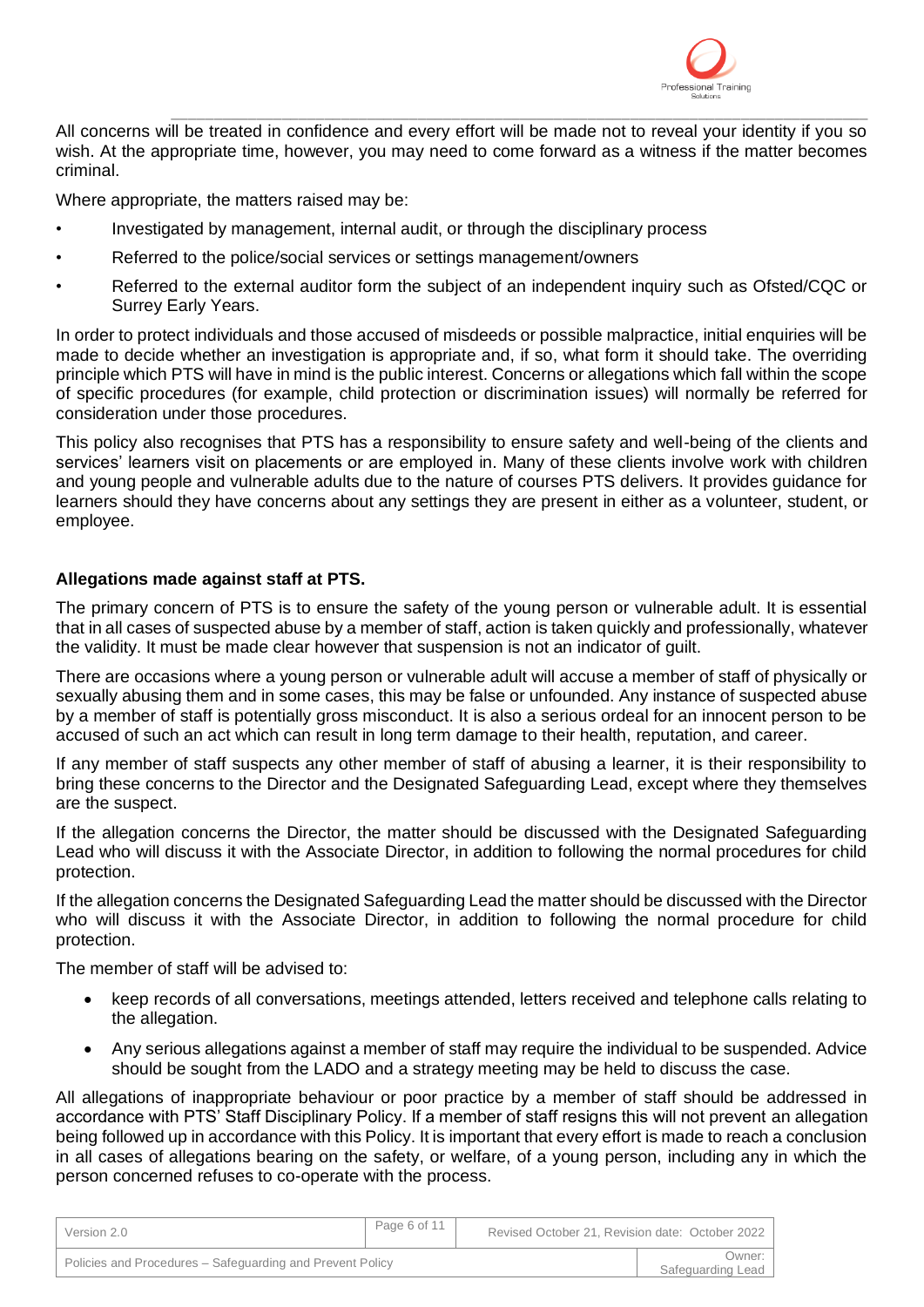All concerns will be treated in confidence and every effort will be made not to reveal your identity if you so wish. At the appropriate time, however, you may need to come forward as a witness if the matter becomes criminal.

Where appropriate, the matters raised may be:

- Investigated by management, internal audit, or through the disciplinary process
- Referred to the police/social services or settings management/owners
- Referred to the external auditor form the subject of an independent inquiry such as Ofsted/CQC or Surrey Early Years.

In order to protect individuals and those accused of misdeeds or possible malpractice, initial enquiries will be made to decide whether an investigation is appropriate and, if so, what form it should take. The overriding principle which PTS will have in mind is the public interest. Concerns or allegations which fall within the scope of specific procedures (for example, child protection or discrimination issues) will normally be referred for consideration under those procedures.

This policy also recognises that PTS has a responsibility to ensure safety and well-being of the clients and services' learners visit on placements or are employed in. Many of these clients involve work with children and young people and vulnerable adults due to the nature of courses PTS delivers. It provides guidance for learners should they have concerns about any settings they are present in either as a volunteer, student, or employee.

**Allegations made against staff at PTS.**

The primary concern of PTS is to ensure the safety of the young person or vulnerable adult. It is essential that in all cases of suspected abuse by a member of staff, action is taken quickly and professionally, whatever the validity. It must be made clear however that suspension is not an indicator of guilt.

There are occasions where a young person or vulnerable adult will accuse a member of staff of physically or sexually abusing them and in some cases, this may be false or unfounded. Any instance of suspected abuse by a member of staff is potentially gross misconduct. It is also a serious ordeal for an innocent person to be accused of such an act which can result in long term damage to their health, reputation, and career.

If any member of staff suspects any other member of staff of abusing a learner, it is their responsibility to bring these concerns to the Director and the Designated Safeguarding Lead, except where they themselves are the suspect.

If the allegation concerns the Director, the matter should be discussed with the Designated Safeguarding Lead who will discuss it with the Associate Director, in addition to following the normal procedures for child protection.

If the allegation concerns the Designated Safeguarding Lead the matter should be discussed with the Director who will discuss it with the Associate Director, in addition to following the normal procedure for child protection.

The member of staff will be advised to:

- keep records of all conversations, meetings attended, letters received and telephone calls relating to the allegation.
- Any serious allegations against a member of staff may require the individual to be suspended. Advice should be sought from the LADO and a strategy meeting may be held to discuss the case.

All allegations of inappropriate behaviour or poor practice by a member of staff should be addressed in accordance with PTS' Staff Disciplinary Policy. If a member of staff resigns this will not prevent an allegation being followed up in accordance with this Policy. It is important that every effort is made to reach a conclusion in all cases of allegations bearing on the safety, or welfare, of a young person, including any in which the person concerned refuses to co-operate with the process.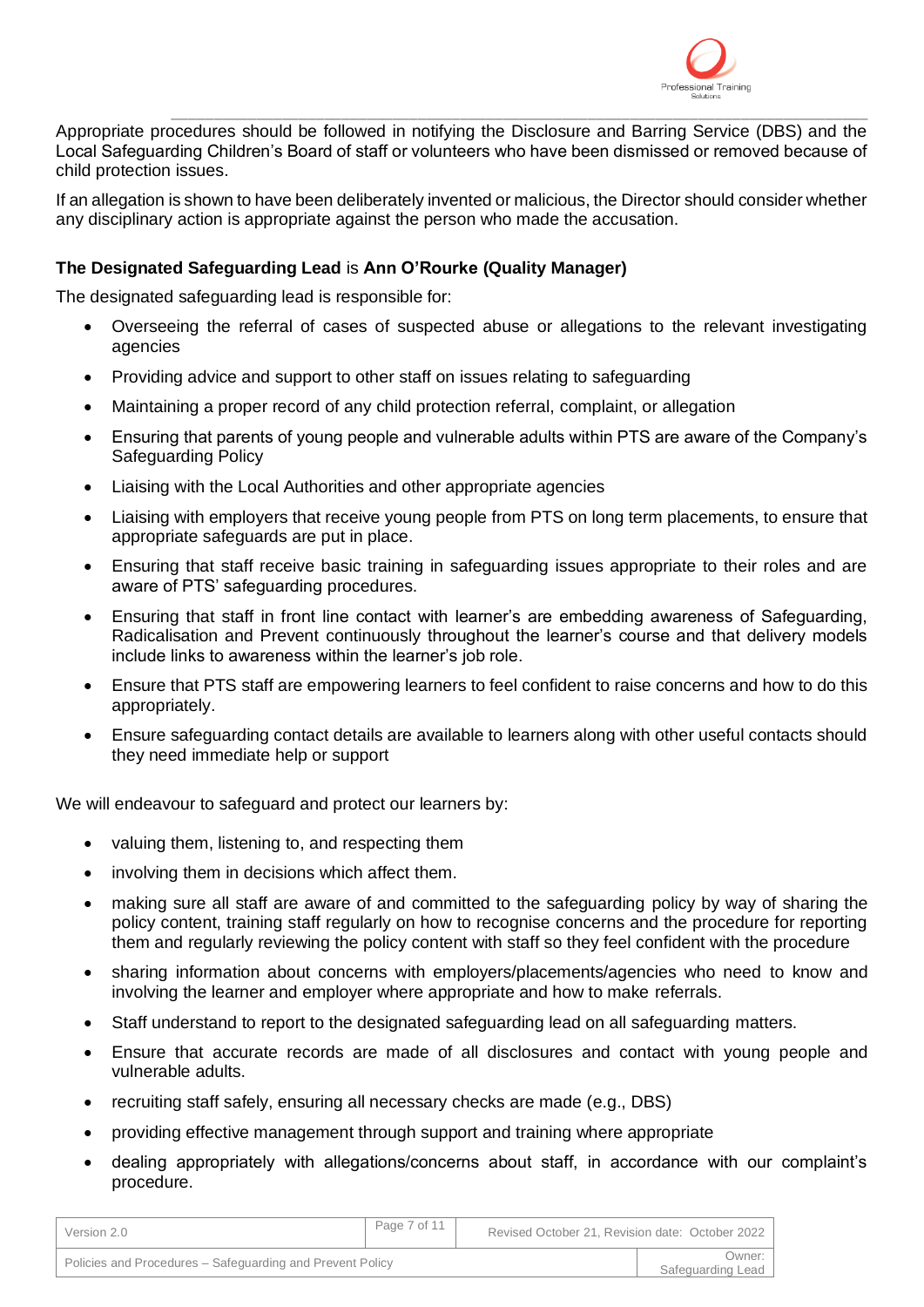Appropriate procedures should be followed in notifying the Disclosure and Barring Service (DBS) and the Local Safeguarding Children's Board of staff or volunteers who have been dismissed or removed because of child protection issues.

If an allegation is shown to have been deliberately invented or malicious, the Director should consider whether any disciplinary action is appropriate against the person who made the accusation.

**The Designated Safeguarding Lead** is **Ann O'Rourke (Quality Manager)**

The designated safeguarding lead is responsible for:

- Overseeing the referral of cases of suspected abuse or allegations to the relevant investigating agencies
- Providing advice and support to other staff on issues relating to safeguarding
- Maintaining a proper record of any child protection referral, complaint, or allegation
- Ensuring that parents of young people and vulnerable adults within PTS are aware of the Company's Safeguarding Policy
- Liaising with the Local Authorities and other appropriate agencies
- Liaising with employers that receive young people from PTS on long term placements, to ensure that appropriate safeguards are put in place.
- Ensuring that staff receive basic training in safeguarding issues appropriate to their roles and are aware of PTS' safeguarding procedures.
- Ensuring that staff in front line contact with learner's are embedding awareness of Safeguarding, Radicalisation and Prevent continuously throughout the learner's course and that delivery models include links to awareness within the learner's job role.
- Ensure that PTS staff are empowering learners to feel confident to raise concerns and how to do this appropriately.
- Ensure safeguarding contact details are available to learners along with other useful contacts should they need immediate help or support

We will endeavour to safeguard and protect our learners by:

- valuing them, listening to, and respecting them
- involving them in decisions which affect them.
- making sure all staff are aware of and committed to the safeguarding policy by way of sharing the policy content, training staff regularly on how to recognise concerns and the procedure for reporting them and regularly reviewing the policy content with staff so they feel confident with the procedure
- sharing information about concerns with employers/placements/agencies who need to know and involving the learner and employer where appropriate and how to make referrals.
- Staff understand to report to the designated safeguarding lead on all safeguarding matters.
- Ensure that accurate records are made of all disclosures and contact with young people and vulnerable adults.
- recruiting staff safely, ensuring all necessary checks are made (e.g., DBS)
- providing effective management through support and training where appropriate
- dealing appropriately with allegations/concerns about staff, in accordance with our complaint's procedure.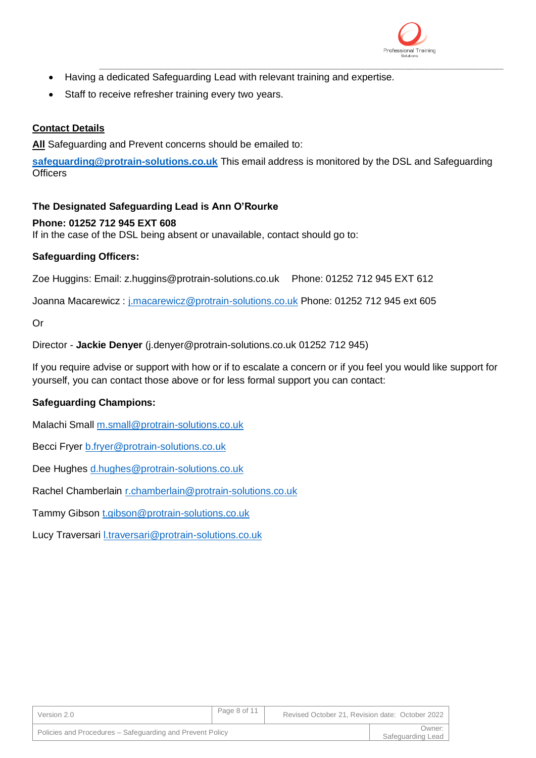- Having a dedicated Safeguarding Lead with relevant training and expertise.
- Staff to receive refresher training every two years.

## Contact Details

**All** Safeguarding and Prevent concerns should be emailed to:

**safeguarding@protrain-solutions.co.uk** This email address is monitored by the DSL and Safeguarding Officers

**The Designated Safeguarding Lead is Ann O'Rourke**

**Phone: 01252 712 945 EXT 608**
If in the case of the DSL being absent or unavailable, contact should go to:

**Safeguarding Officers:**

Zoe Huggins: Email: z.huggins@protrain-solutions.co.uk Phone: 01252 712 945 EXT 612

Joanna Macarewicz : j.macarewicz@protrain-solutions.co.uk Phone: 01252 712 945 ext 605

Or

Director - **Jackie Denyer** (j.denyer@protrain-solutions.co.uk 01252 712 945)

If you require advise or support with how or if to escalate a concern or if you feel you would like support for yourself, you can contact those above or for less formal support you can contact:

**Safeguarding Champions:**

Malachi Small m.small@protrain-solutions.co.uk

Becci Fryer b.fryer@protrain-solutions.co.uk

Dee Hughes d.hughes@protrain-solutions.co.uk

Rachel Chamberlain r.chamberlain@protrain-solutions.co.uk

Tammy Gibson t.gibson@protrain-solutions.co.uk

Lucy Traversari l.traversari@protrain-solutions.co.uk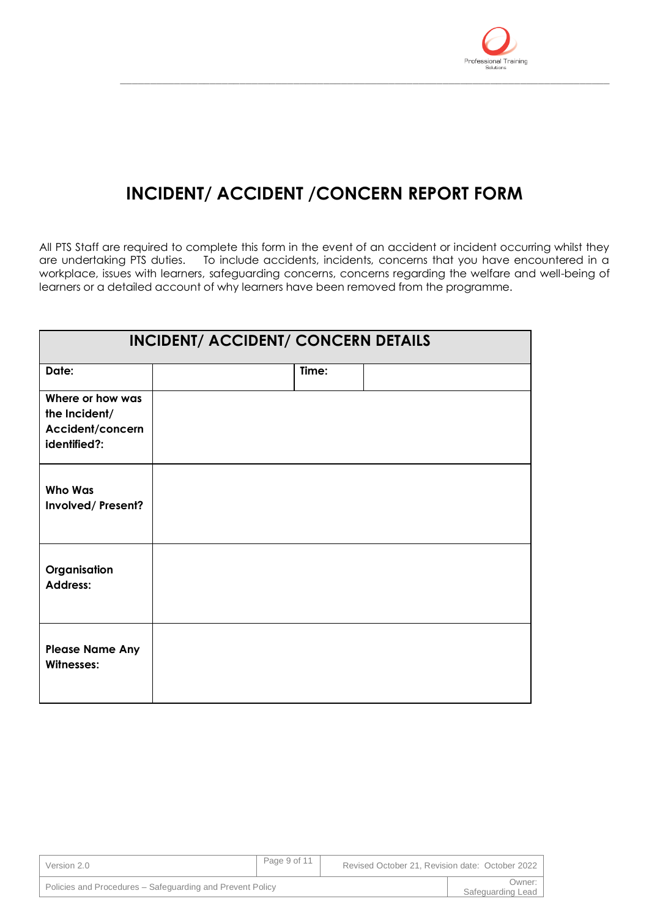# INCIDENT/ ACCIDENT /CONCERN REPORT FORM

All PTS Staff are required to complete this form in the event of an accident or incident occurring whilst they are undertaking PTS duties. To include accidents, incidents, concerns that you have encountered in a workplace, issues with learners, safeguarding concerns, concerns regarding the welfare and well-being of learners or a detailed account of why learners have been removed from the programme.

| **INCIDENT/ ACCIDENT/ CONCERN DETAILS** | | | |
|---|---|---|---|
| **Date:** | | **Time:** | |
| **Where or how was the Incident/ Accident/concern identified?:** | | | |
| **Who Was Involved/ Present?** | | | |
| **Organisation Address:** | | | |
| **Please Name Any Witnesses:** | | | |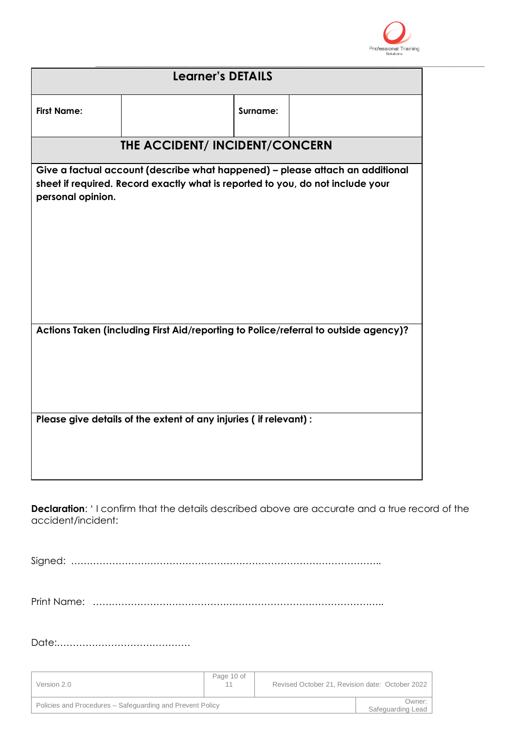| Learner's DETAILS | | | |
|---|---|---|---|
| **First Name:** | | **Surname:** | |
| **THE ACCIDENT/ INCIDENT/CONCERN** | | | |
| **Give a factual account (describe what happened) – please attach an additional sheet if required. Record exactly what is reported to you, do not include your personal opinion.** | | | |
| **Actions Taken (including First Aid/reporting to Police/referral to outside agency)?** | | | |
| **Please give details of the extent of any injuries ( if relevant) :** | | | |

**Declaration**: ' I confirm that the details described above are accurate and a true record of the accident/incident:

Signed: ………………………………………………………………………………………..

Print Name: ……………………………………………………………………………….

Date:……………………………………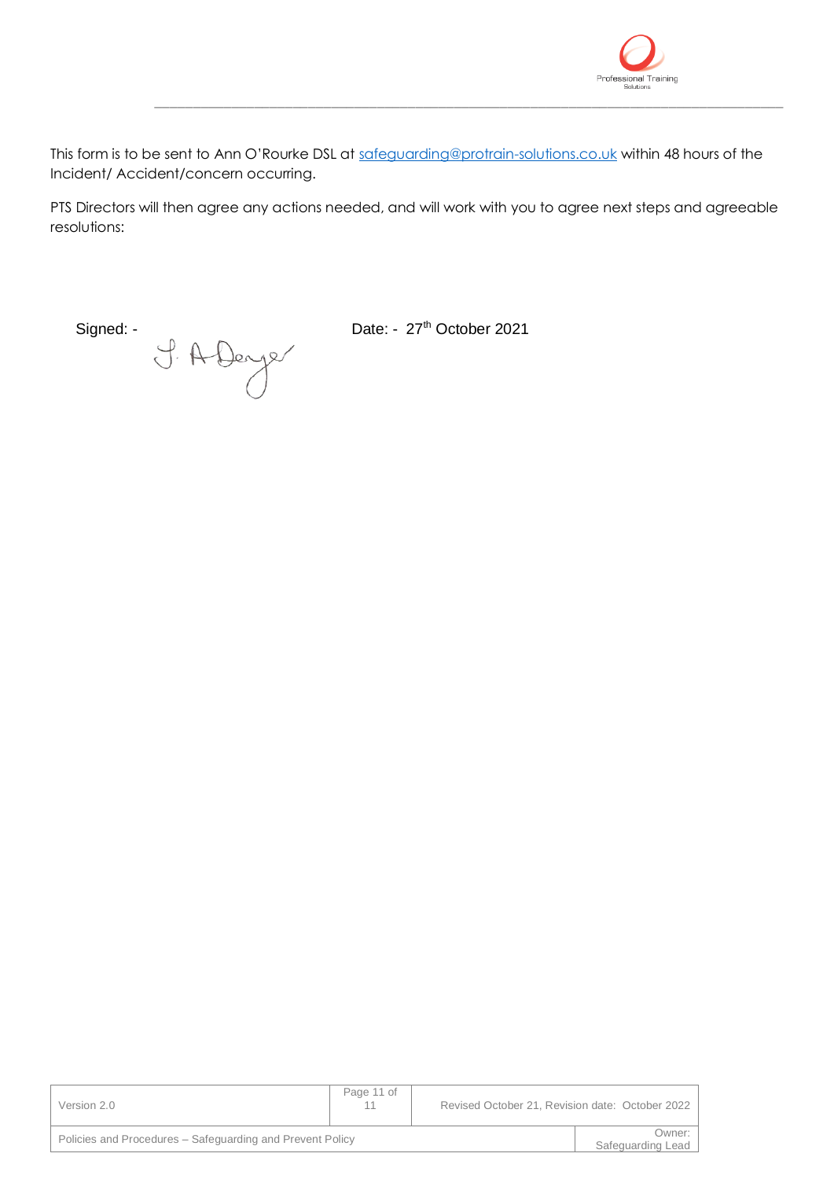This form is to be sent to Ann O'Rourke DSL at safeguarding@protrain-solutions.co.uk within 48 hours of the Incident/ Accident/concern occurring.

PTS Directors will then agree any actions needed, and will work with you to agree next steps and agreeable resolutions:

Signed: - J. A Denyer

Date: - 27th October 2021